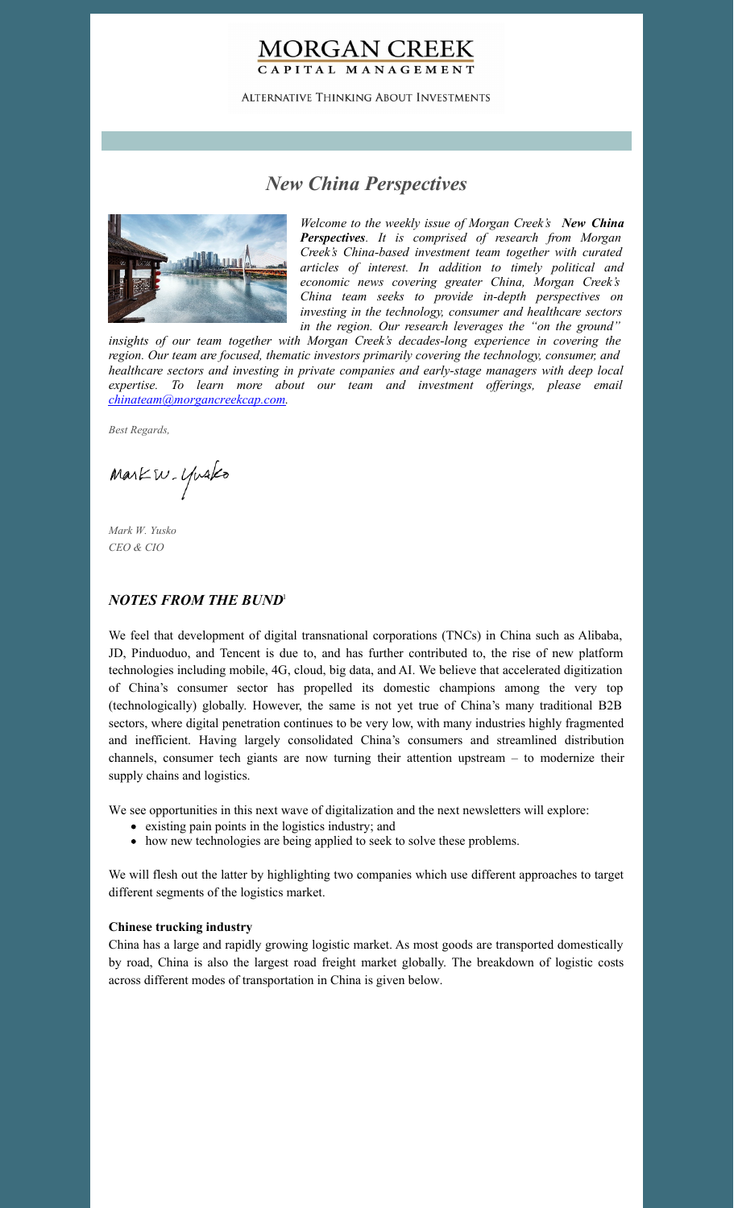# MORGAN CREEK
CAPITAL MANAGEMENT

ALTERNATIVE THINKING ABOUT INVESTMENTS

## *New China Perspectives*

*Welcome to the weekly issue of Morgan Creek's **New China Perspectives**. It is comprised of research from Morgan Creek's China-based investment team together with curated articles of interest. In addition to timely political and economic news covering greater China, Morgan Creek's China team seeks to provide in-depth perspectives on investing in the technology, consumer and healthcare sectors in the region. Our research leverages the "on the ground" insights of our team together with Morgan Creek's decades-long experience in covering the region. Our team are focused, thematic investors primarily covering the technology, consumer, and healthcare sectors and investing in private companies and early-stage managers with deep local expertise. To learn more about our team and investment offerings, please email chinateam@morgancreekcap.com.*

*Best Regards,*

*Mark W. Yusko*
*CEO & CIO*

### *NOTES FROM THE BUND*[1]

We feel that development of digital transnational corporations (TNCs) in China such as Alibaba, JD, Pinduoduo, and Tencent is due to, and has further contributed to, the rise of new platform technologies including mobile, 4G, cloud, big data, and AI. We believe that accelerated digitization of China's consumer sector has propelled its domestic champions among the very top (technologically) globally. However, the same is not yet true of China's many traditional B2B sectors, where digital penetration continues to be very low, with many industries highly fragmented and inefficient. Having largely consolidated China's consumers and streamlined distribution channels, consumer tech giants are now turning their attention upstream – to modernize their supply chains and logistics.

We see opportunities in this next wave of digitalization and the next newsletters will explore:

- existing pain points in the logistics industry; and
- how new technologies are being applied to seek to solve these problems.

We will flesh out the latter by highlighting two companies which use different approaches to target different segments of the logistics market.

**Chinese trucking industry**

China has a large and rapidly growing logistic market. As most goods are transported domestically by road, China is also the largest road freight market globally. The breakdown of logistic costs across different modes of transportation in China is given below.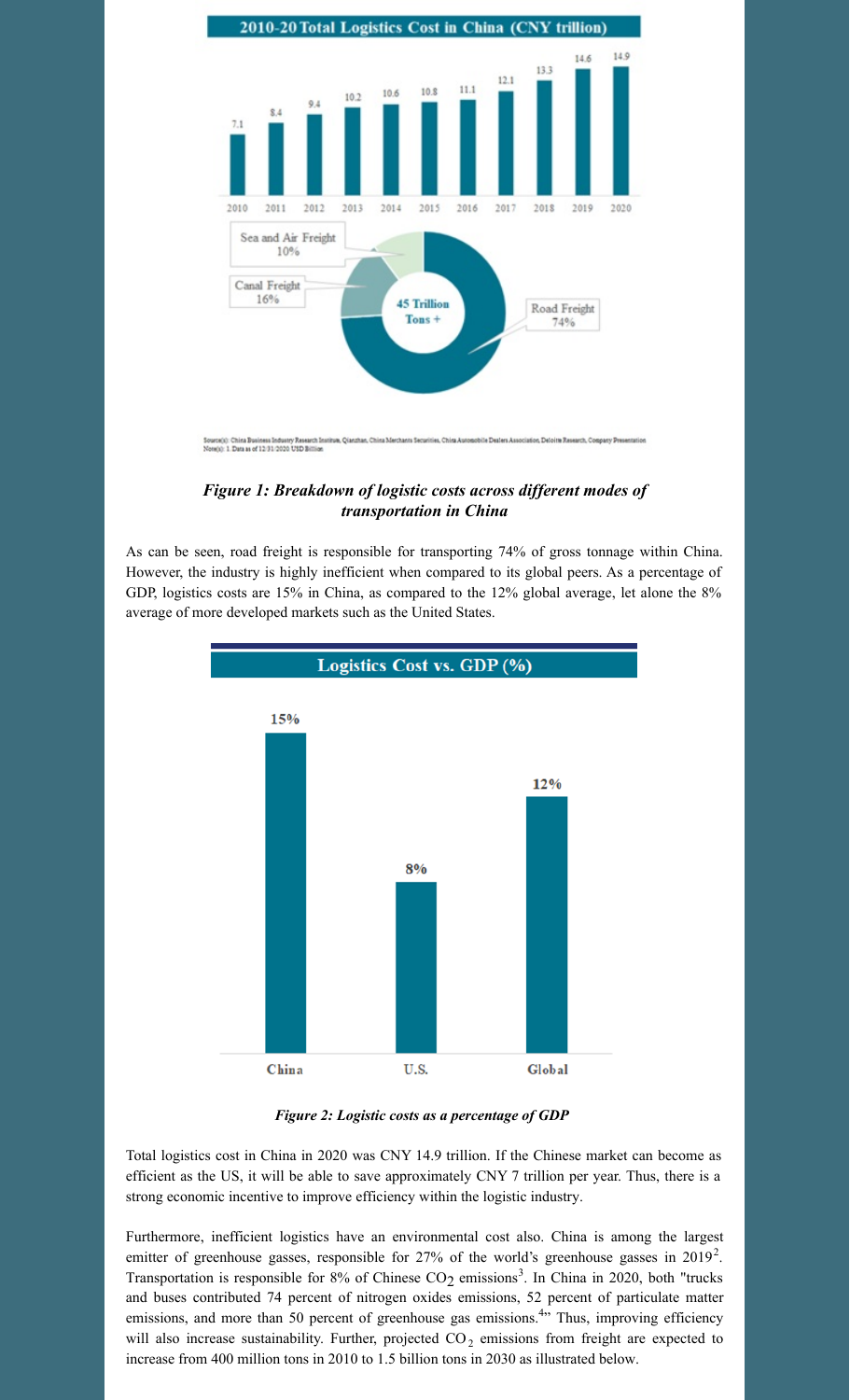*Figure 1: Breakdown of logistic costs across different modes of transportation in China*

As can be seen, road freight is responsible for transporting 74% of gross tonnage within China. However, the industry is highly inefficient when compared to its global peers. As a percentage of GDP, logistics costs are 15% in China, as compared to the 12% global average, let alone the 8% average of more developed markets such as the United States.

*Figure 2: Logistic costs as a percentage of GDP*

Total logistics cost in China in 2020 was CNY 14.9 trillion. If the Chinese market can become as efficient as the US, it will be able to save approximately CNY 7 trillion per year. Thus, there is a strong economic incentive to improve efficiency within the logistic industry.

Furthermore, inefficient logistics have an environmental cost also. China is among the largest emitter of greenhouse gasses, responsible for 27% of the world's greenhouse gasses in 2019[2]. Transportation is responsible for 8% of Chinese $CO_2$ emissions[3]. In China in 2020, both "trucks and buses contributed 74 percent of nitrogen oxides emissions, 52 percent of particulate matter emissions, and more than 50 percent of greenhouse gas emissions.[4]" Thus, improving efficiency will also increase sustainability. Further, projected $CO_2$ emissions from freight are expected to increase from 400 million tons in 2010 to 1.5 billion tons in 2030 as illustrated below.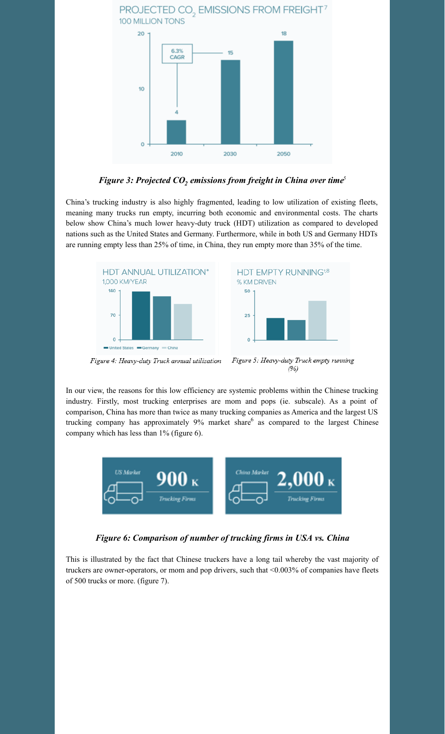*Figure 3: Projected $CO_2$ emissions from freight in China over time[5]*

China's trucking industry is also highly fragmented, leading to low utilization of existing fleets, meaning many trucks run empty, incurring both economic and environmental costs. The charts below show China's much lower heavy-duty truck (HDT) utilization as compared to developed nations such as the United States and Germany. Furthermore, while in both US and Germany HDTs are running empty less than 25% of time, in China, they run empty more than 35% of the time.

*Figure 4: Heavy-duty Truck annual utilization*

*Figure 5: Heavy-duty Truck empty running (%)*

In our view, the reasons for this low efficiency are systemic problems within the Chinese trucking industry. Firstly, most trucking enterprises are mom and pops (ie. subscale). As a point of comparison, China has more than twice as many trucking companies as America and the largest US trucking company has approximately 9% market share[6] as compared to the largest Chinese company which has less than 1% (figure 6).

***Figure 6: Comparison of number of trucking firms in USA vs. China***

This is illustrated by the fact that Chinese truckers have a long tail whereby the vast majority of truckers are owner-operators, or mom and pop drivers, such that <0.003% of companies have fleets of 500 trucks or more. (figure 7).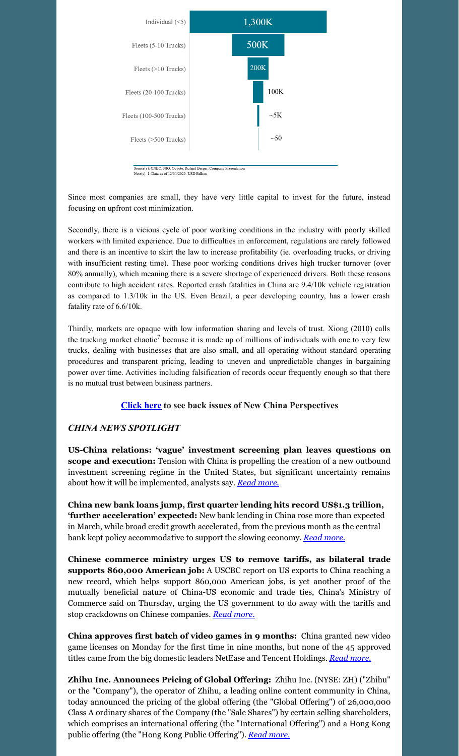| Category | Value |
| --- | --- |
| Individual (<5) | 1,300K |
| Fleets (5-10 Trucks) | 500K |
| Fleets (>10 Trucks) | 200K |
| Fleets (20-100 Trucks) | 100K |
| Fleets (100-500 Trucks) | ~5K |
| Fleets (>500 Trucks) | ~50 |

Source(s): CNBC, NIO, Coyote, Roland Berger, Company Presentation
Note(s): 1. Data as of 12/31/2020. USD Billion

Since most companies are small, they have very little capital to invest for the future, instead focusing on upfront cost minimization.

Secondly, there is a vicious cycle of poor working conditions in the industry with poorly skilled workers with limited experience. Due to difficulties in enforcement, regulations are rarely followed and there is an incentive to skirt the law to increase profitability (ie. overloading trucks, or driving with insufficient resting time). These poor working conditions drives high trucker turnover (over 80% annually), which meaning there is a severe shortage of experienced drivers. Both these reasons contribute to high accident rates. Reported crash fatalities in China are 9.4/10k vehicle registration as compared to 1.3/10k in the US. Even Brazil, a peer developing country, has a lower crash fatality rate of 6.6/10k.

Thirdly, markets are opaque with low information sharing and levels of trust. Xiong (2010) calls the trucking market chaotic[7] because it is made up of millions of individuals with one to very few trucks, dealing with businesses that are also small, and all operating without standard operating procedures and transparent pricing, leading to uneven and unpredictable changes in bargaining power over time. Activities including falsification of records occur frequently enough so that there is no mutual trust between business partners.

**Click here to see back issues of New China Perspectives**

## *CHINA NEWS SPOTLIGHT*

**US-China relations: 'vague' investment screening plan leaves questions on scope and execution:** Tension with China is propelling the creation of a new outbound investment screening regime in the United States, but significant uncertainty remains about how it will be implemented, analysts say. *Read more.*

**China new bank loans jump, first quarter lending hits record US$1.3 trillion, 'further acceleration' expected:** New bank lending in China rose more than expected in March, while broad credit growth accelerated, from the previous month as the central bank kept policy accommodative to support the slowing economy. *Read more.*

**Chinese commerce ministry urges US to remove tariffs, as bilateral trade supports 860,000 American job:** A USCBC report on US exports to China reaching a new record, which helps support 860,000 American jobs, is yet another proof of the mutually beneficial nature of China-US economic and trade ties, China's Ministry of Commerce said on Thursday, urging the US government to do away with the tariffs and stop crackdowns on Chinese companies. *Read more.*

**China approves first batch of video games in 9 months:** China granted new video game licenses on Monday for the first time in nine months, but none of the 45 approved titles came from the big domestic leaders NetEase and Tencent Holdings. *Read more.*

**Zhihu Inc. Announces Pricing of Global Offering:** Zhihu Inc. (NYSE: ZH) ("Zhihu" or the "Company"), the operator of Zhihu, a leading online content community in China, today announced the pricing of the global offering (the "Global Offering") of 26,000,000 Class A ordinary shares of the Company (the "Sale Shares") by certain selling shareholders, which comprises an international offering (the "International Offering") and a Hong Kong public offering (the "Hong Kong Public Offering"). *Read more.*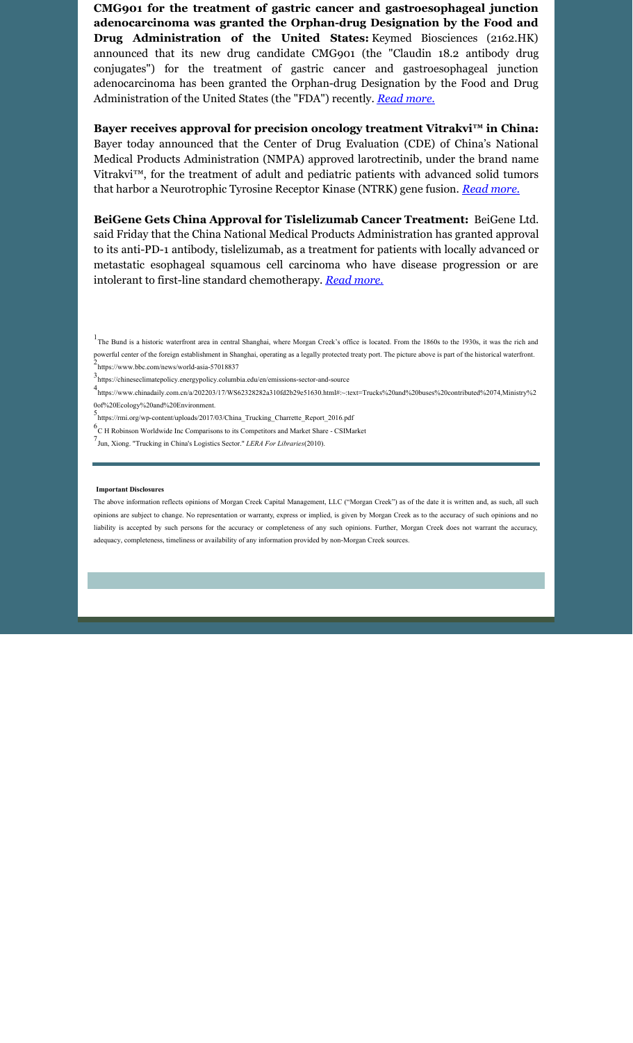**CMG901 for the treatment of gastric cancer and gastroesophageal junction adenocarcinoma was granted the Orphan-drug Designation by the Food and Drug Administration of the United States:** Keymed Biosciences (2162.HK) announced that its new drug candidate CMG901 (the "Claudin 18.2 antibody drug conjugates") for the treatment of gastric cancer and gastroesophageal junction adenocarcinoma has been granted the Orphan-drug Designation by the Food and Drug Administration of the United States (the "FDA") recently. *Read more.*

**Bayer receives approval for precision oncology treatment Vitrakvi™ in China:** Bayer today announced that the Center of Drug Evaluation (CDE) of China's National Medical Products Administration (NMPA) approved larotrectinib, under the brand name Vitrakvi™, for the treatment of adult and pediatric patients with advanced solid tumors that harbor a Neurotrophic Tyrosine Receptor Kinase (NTRK) gene fusion. *Read more.*

**BeiGene Gets China Approval for Tislelizumab Cancer Treatment:** BeiGene Ltd. said Friday that the China National Medical Products Administration has granted approval to its anti-PD-1 antibody, tislelizumab, as a treatment for patients with locally advanced or metastatic esophageal squamous cell carcinoma who have disease progression or are intolerant to first-line standard chemotherapy. *Read more.*

---

[1] The Bund is a historic waterfront area in central Shanghai, where Morgan Creek's office is located. From the 1860s to the 1930s, it was the rich and powerful center of the foreign establishment in Shanghai, operating as a legally protected treaty port. The picture above is part of the historical waterfront.

[2] https://www.bbc.com/news/world-asia-57018837

[3] https://chineseclimatepolicy.energypolicy.columbia.edu/en/emissions-sector-and-source

[4] https://www.chinadaily.com.cn/a/202203/17/WS62328282a310fd2b29e51630.html#:~:text=Trucks%20and%20buses%20contributed%2074,Ministry%20of%20Ecology%20and%20Environment.

[5] https://rmi.org/wp-content/uploads/2017/03/China_Trucking_Charrette_Report_2016.pdf

[6] C H Robinson Worldwide Inc Comparisons to its Competitors and Market Share - CSIMarket

[7] Jun, Xiong. "Trucking in China's Logistics Sector." *LERA For Libraries*(2010).

---

**Important Disclosures**

The above information reflects opinions of Morgan Creek Capital Management, LLC ("Morgan Creek") as of the date it is written and, as such, all such opinions are subject to change. No representation or warranty, express or implied, is given by Morgan Creek as to the accuracy of such opinions and no liability is accepted by such persons for the accuracy or completeness of any such opinions. Further, Morgan Creek does not warrant the accuracy, adequacy, completeness, timeliness or availability of any information provided by non-Morgan Creek sources.